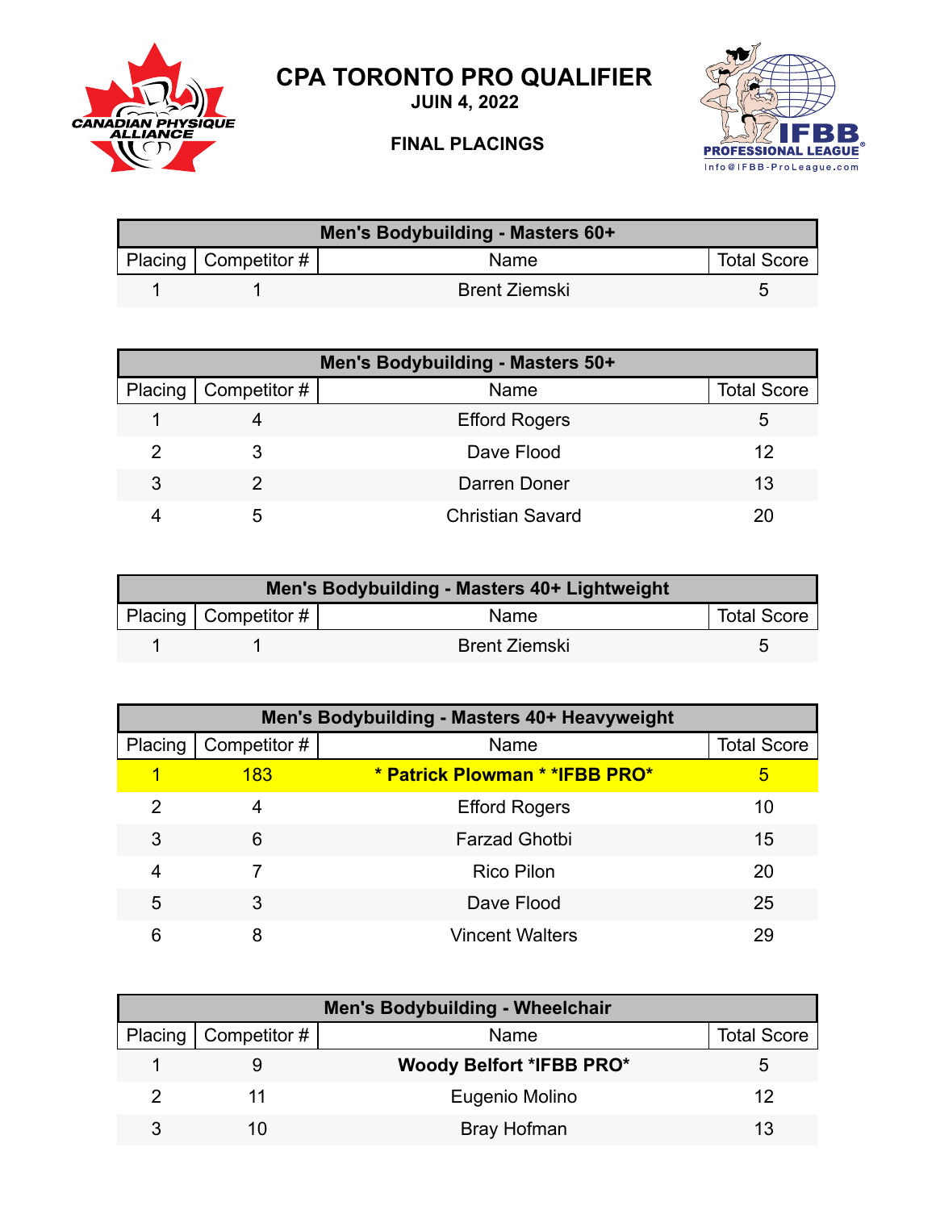# CPA TORONTO PRO QUALIFIER

**JUIN 4, 2022**

**FINAL PLACINGS**

| Men's Bodybuilding - Masters 60+ | | | |
|---|---|---|---|
| Placing | Competitor # | Name | Total Score |
| 1 | 1 | Brent Ziemski | 5 |

| Men's Bodybuilding - Masters 50+ | | | |
|---|---|---|---|
| Placing | Competitor # | Name | Total Score |
| 1 | 4 | Efford Rogers | 5 |
| 2 | 3 | Dave Flood | 12 |
| 3 | 2 | Darren Doner | 13 |
| 4 | 5 | Christian Savard | 20 |

| Men's Bodybuilding - Masters 40+ Lightweight | | | |
|---|---|---|---|
| Placing | Competitor # | Name | Total Score |
| 1 | 1 | Brent Ziemski | 5 |

| Men's Bodybuilding - Masters 40+ Heavyweight | | | |
|---|---|---|---|
| Placing | Competitor # | Name | Total Score |
| 1 | 183 | **\* Patrick Plowman \* *IFBB PRO\*** | 5 |
| 2 | 4 | Efford Rogers | 10 |
| 3 | 6 | Farzad Ghotbi | 15 |
| 4 | 7 | Rico Pilon | 20 |
| 5 | 3 | Dave Flood | 25 |
| 6 | 8 | Vincent Walters | 29 |

| Men's Bodybuilding - Wheelchair | | | |
|---|---|---|---|
| Placing | Competitor # | Name | Total Score |
| 1 | 9 | **Woody Belfort *IFBB PRO\*** | 5 |
| 2 | 11 | Eugenio Molino | 12 |
| 3 | 10 | Bray Hofman | 13 |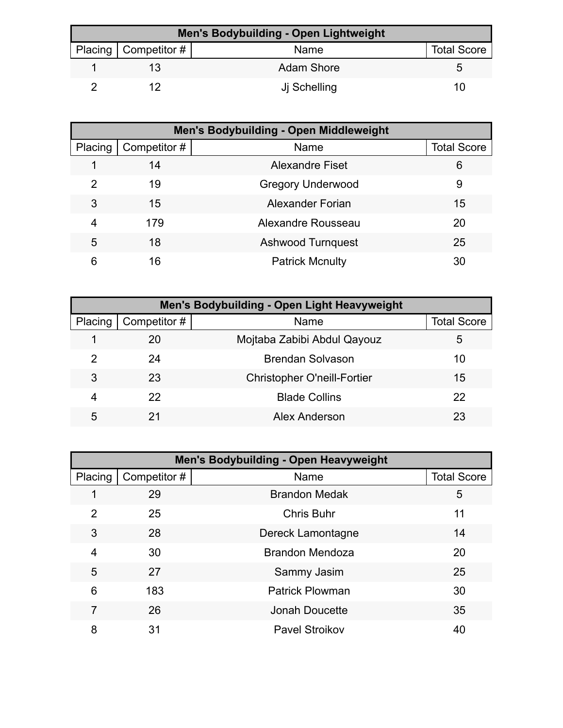| Men's Bodybuilding - Open Lightweight | | | |
|---|---|---|---|
| Placing | Competitor # | Name | Total Score |
| 1 | 13 | Adam Shore | 5 |
| 2 | 12 | Jj Schelling | 10 |

| Men's Bodybuilding - Open Middleweight | | | |
|---|---|---|---|
| Placing | Competitor # | Name | Total Score |
| 1 | 14 | Alexandre Fiset | 6 |
| 2 | 19 | Gregory Underwood | 9 |
| 3 | 15 | Alexander Forian | 15 |
| 4 | 179 | Alexandre Rousseau | 20 |
| 5 | 18 | Ashwood Turnquest | 25 |
| 6 | 16 | Patrick Mcnulty | 30 |

| Men's Bodybuilding - Open Light Heavyweight | | | |
|---|---|---|---|
| Placing | Competitor # | Name | Total Score |
| 1 | 20 | Mojtaba Zabibi Abdul Qayouz | 5 |
| 2 | 24 | Brendan Solvason | 10 |
| 3 | 23 | Christopher O'neill-Fortier | 15 |
| 4 | 22 | Blade Collins | 22 |
| 5 | 21 | Alex Anderson | 23 |

| Men's Bodybuilding - Open Heavyweight | | | |
|---|---|---|---|
| Placing | Competitor # | Name | Total Score |
| 1 | 29 | Brandon Medak | 5 |
| 2 | 25 | Chris Buhr | 11 |
| 3 | 28 | Dereck Lamontagne | 14 |
| 4 | 30 | Brandon Mendoza | 20 |
| 5 | 27 | Sammy Jasim | 25 |
| 6 | 183 | Patrick Plowman | 30 |
| 7 | 26 | Jonah Doucette | 35 |
| 8 | 31 | Pavel Stroikov | 40 |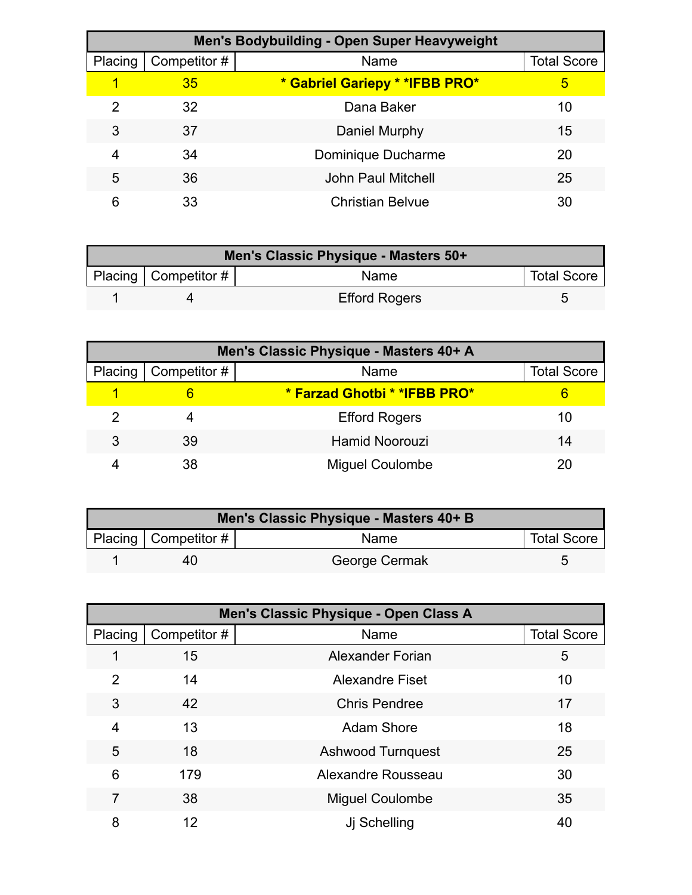| Men's Bodybuilding - Open Super Heavyweight | | | |
|---|---|---|---|
| Placing | Competitor # | Name | Total Score |
| 1 | 35 | **\* Gabriel Gariepy \* *IFBB PRO*** | 5 |
| 2 | 32 | Dana Baker | 10 |
| 3 | 37 | Daniel Murphy | 15 |
| 4 | 34 | Dominique Ducharme | 20 |
| 5 | 36 | John Paul Mitchell | 25 |
| 6 | 33 | Christian Belvue | 30 |

| Men's Classic Physique - Masters 50+ | | | |
|---|---|---|---|
| Placing | Competitor # | Name | Total Score |
| 1 | 4 | Efford Rogers | 5 |

| Men's Classic Physique - Masters 40+ A | | | |
|---|---|---|---|
| Placing | Competitor # | Name | Total Score |
| 1 | 6 | **\* Farzad Ghotbi \* *IFBB PRO*** | 6 |
| 2 | 4 | Efford Rogers | 10 |
| 3 | 39 | Hamid Noorouzi | 14 |
| 4 | 38 | Miguel Coulombe | 20 |

| Men's Classic Physique - Masters 40+ B | | | |
|---|---|---|---|
| Placing | Competitor # | Name | Total Score |
| 1 | 40 | George Cermak | 5 |

| Men's Classic Physique - Open Class A | | | |
|---|---|---|---|
| Placing | Competitor # | Name | Total Score |
| 1 | 15 | Alexander Forian | 5 |
| 2 | 14 | Alexandre Fiset | 10 |
| 3 | 42 | Chris Pendree | 17 |
| 4 | 13 | Adam Shore | 18 |
| 5 | 18 | Ashwood Turnquest | 25 |
| 6 | 179 | Alexandre Rousseau | 30 |
| 7 | 38 | Miguel Coulombe | 35 |
| 8 | 12 | Jj Schelling | 40 |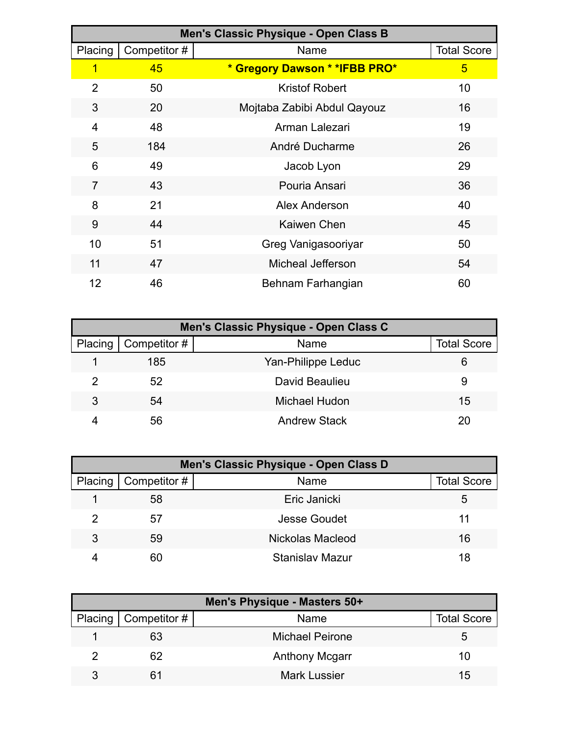| Men's Classic Physique - Open Class B | | | |
|---|---|---|---|
| Placing | Competitor # | Name | Total Score |
| 1 | 45 | **\* Gregory Dawson \* \*IFBB PRO\*** | 5 |
| 2 | 50 | Kristof Robert | 10 |
| 3 | 20 | Mojtaba Zabibi Abdul Qayouz | 16 |
| 4 | 48 | Arman Lalezari | 19 |
| 5 | 184 | André Ducharme | 26 |
| 6 | 49 | Jacob Lyon | 29 |
| 7 | 43 | Pouria Ansari | 36 |
| 8 | 21 | Alex Anderson | 40 |
| 9 | 44 | Kaiwen Chen | 45 |
| 10 | 51 | Greg Vanigasooriyar | 50 |
| 11 | 47 | Micheal Jefferson | 54 |
| 12 | 46 | Behnam Farhangian | 60 |

| Men's Classic Physique - Open Class C | | | |
|---|---|---|---|
| Placing | Competitor # | Name | Total Score |
| 1 | 185 | Yan-Philippe Leduc | 6 |
| 2 | 52 | David Beaulieu | 9 |
| 3 | 54 | Michael Hudon | 15 |
| 4 | 56 | Andrew Stack | 20 |

| Men's Classic Physique - Open Class D | | | |
|---|---|---|---|
| Placing | Competitor # | Name | Total Score |
| 1 | 58 | Eric Janicki | 5 |
| 2 | 57 | Jesse Goudet | 11 |
| 3 | 59 | Nickolas Macleod | 16 |
| 4 | 60 | Stanislav Mazur | 18 |

| Men's Physique - Masters 50+ | | | |
|---|---|---|---|
| Placing | Competitor # | Name | Total Score |
| 1 | 63 | Michael Peirone | 5 |
| 2 | 62 | Anthony Mcgarr | 10 |
| 3 | 61 | Mark Lussier | 15 |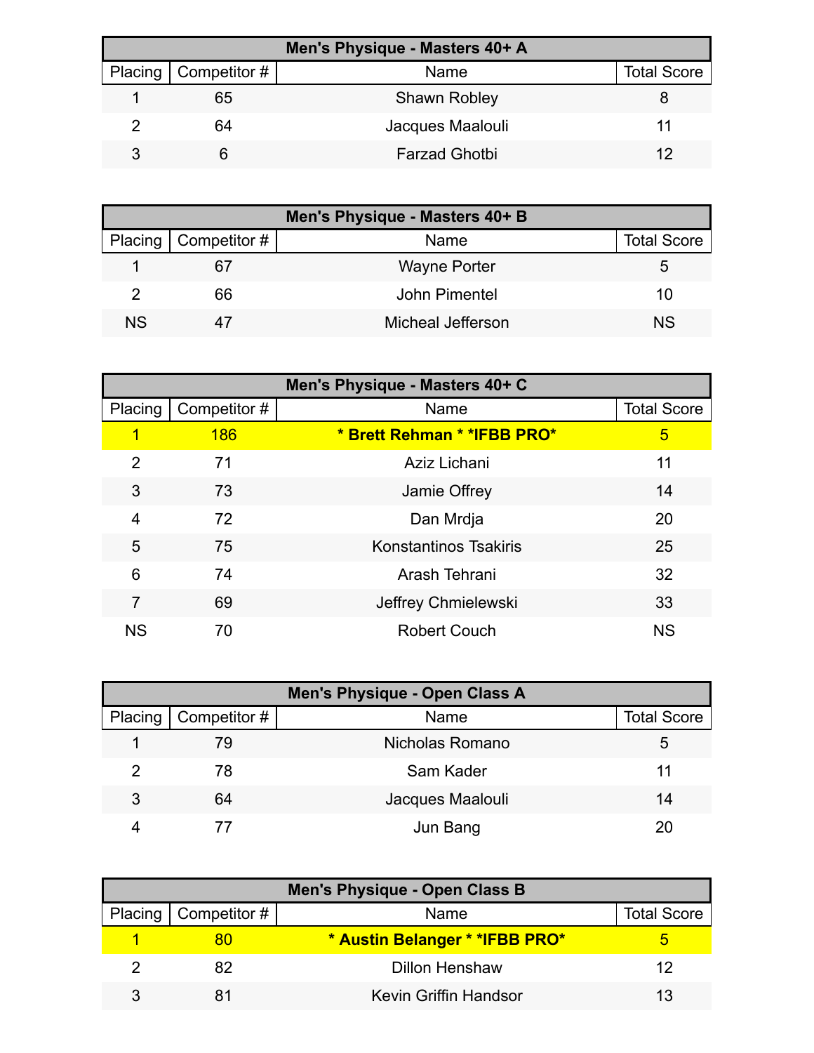| Men's Physique - Masters 40+ A | | | |
|---|---|---|---|
| Placing | Competitor # | Name | Total Score |
| 1 | 65 | Shawn Robley | 8 |
| 2 | 64 | Jacques Maalouli | 11 |
| 3 | 6 | Farzad Ghotbi | 12 |

| Men's Physique - Masters 40+ B | | | |
|---|---|---|---|
| Placing | Competitor # | Name | Total Score |
| 1 | 67 | Wayne Porter | 5 |
| 2 | 66 | John Pimentel | 10 |
| NS | 47 | Micheal Jefferson | NS |

| Men's Physique - Masters 40+ C | | | |
|---|---|---|---|
| Placing | Competitor # | Name | Total Score |
| 1 | 186 | **\* Brett Rehman \* \*IFBB PRO\*** | 5 |
| 2 | 71 | Aziz Lichani | 11 |
| 3 | 73 | Jamie Offrey | 14 |
| 4 | 72 | Dan Mrdja | 20 |
| 5 | 75 | Konstantinos Tsakiris | 25 |
| 6 | 74 | Arash Tehrani | 32 |
| 7 | 69 | Jeffrey Chmielewski | 33 |
| NS | 70 | Robert Couch | NS |

| Men's Physique - Open Class A | | | |
|---|---|---|---|
| Placing | Competitor # | Name | Total Score |
| 1 | 79 | Nicholas Romano | 5 |
| 2 | 78 | Sam Kader | 11 |
| 3 | 64 | Jacques Maalouli | 14 |
| 4 | 77 | Jun Bang | 20 |

| Men's Physique - Open Class B | | | |
|---|---|---|---|
| Placing | Competitor # | Name | Total Score |
| 1 | 80 | **\* Austin Belanger \* \*IFBB PRO\*** | 5 |
| 2 | 82 | Dillon Henshaw | 12 |
| 3 | 81 | Kevin Griffin Handsor | 13 |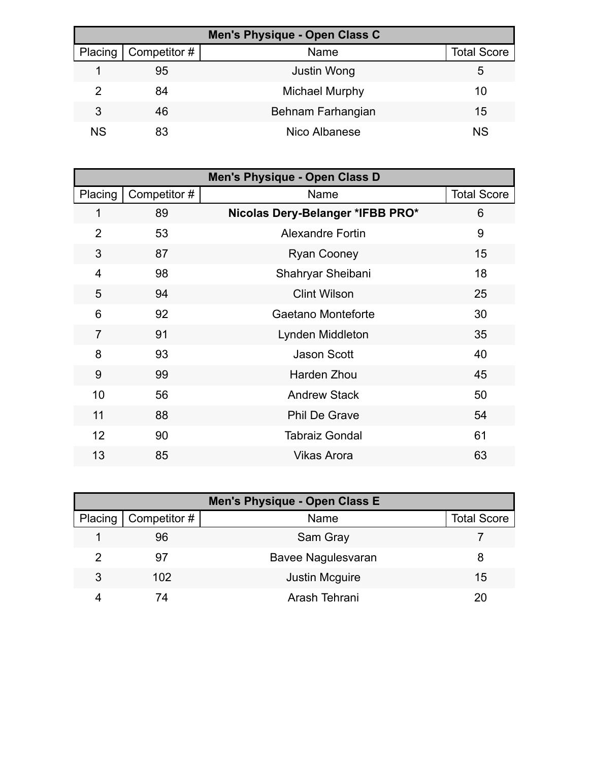| Men's Physique - Open Class C | | | |
| --- | --- | --- | --- |
| Placing | Competitor # | Name | Total Score |
| 1 | 95 | Justin Wong | 5 |
| 2 | 84 | Michael Murphy | 10 |
| 3 | 46 | Behnam Farhangian | 15 |
| NS | 83 | Nico Albanese | NS |

| Men's Physique - Open Class D | | | |
| --- | --- | --- | --- |
| Placing | Competitor # | Name | Total Score |
| 1 | 89 | **Nicolas Dery-Belanger *IFBB PRO*** | 6 |
| 2 | 53 | Alexandre Fortin | 9 |
| 3 | 87 | Ryan Cooney | 15 |
| 4 | 98 | Shahryar Sheibani | 18 |
| 5 | 94 | Clint Wilson | 25 |
| 6 | 92 | Gaetano Monteforte | 30 |
| 7 | 91 | Lynden Middleton | 35 |
| 8 | 93 | Jason Scott | 40 |
| 9 | 99 | Harden Zhou | 45 |
| 10 | 56 | Andrew Stack | 50 |
| 11 | 88 | Phil De Grave | 54 |
| 12 | 90 | Tabraiz Gondal | 61 |
| 13 | 85 | Vikas Arora | 63 |

| Men's Physique - Open Class E | | | |
| --- | --- | --- | --- |
| Placing | Competitor # | Name | Total Score |
| 1 | 96 | Sam Gray | 7 |
| 2 | 97 | Bavee Nagulesvaran | 8 |
| 3 | 102 | Justin Mcguire | 15 |
| 4 | 74 | Arash Tehrani | 20 |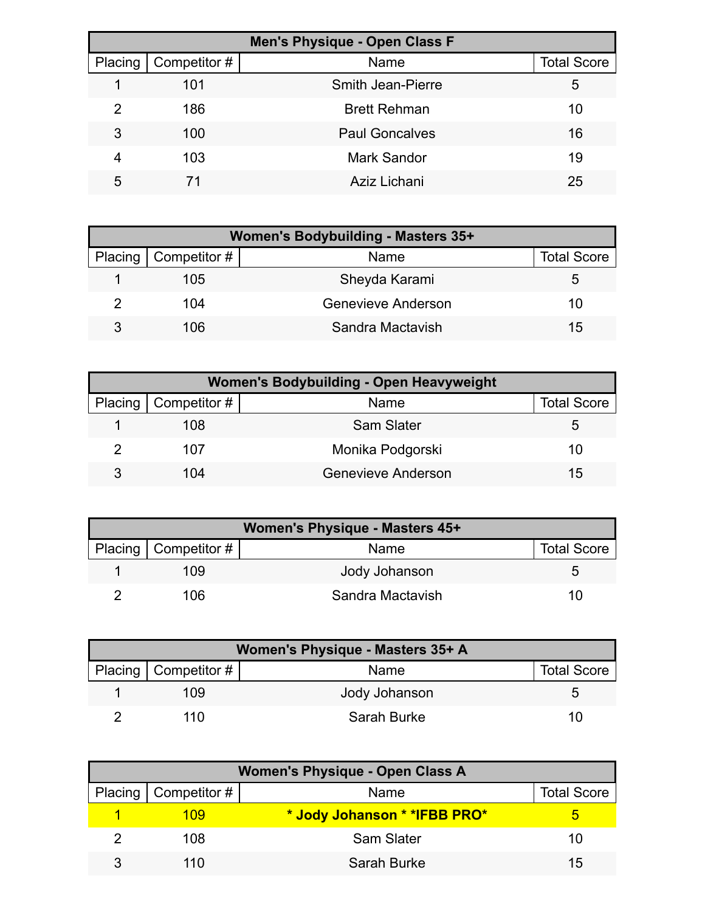| Men's Physique - Open Class F | | | |
|---|---|---|---|
| Placing | Competitor # | Name | Total Score |
| 1 | 101 | Smith Jean-Pierre | 5 |
| 2 | 186 | Brett Rehman | 10 |
| 3 | 100 | Paul Goncalves | 16 |
| 4 | 103 | Mark Sandor | 19 |
| 5 | 71 | Aziz Lichani | 25 |

| Women's Bodybuilding - Masters 35+ | | | |
|---|---|---|---|
| Placing | Competitor # | Name | Total Score |
| 1 | 105 | Sheyda Karami | 5 |
| 2 | 104 | Genevieve Anderson | 10 |
| 3 | 106 | Sandra Mactavish | 15 |

| Women's Bodybuilding - Open Heavyweight | | | |
|---|---|---|---|
| Placing | Competitor # | Name | Total Score |
| 1 | 108 | Sam Slater | 5 |
| 2 | 107 | Monika Podgorski | 10 |
| 3 | 104 | Genevieve Anderson | 15 |

| Women's Physique - Masters 45+ | | | |
|---|---|---|---|
| Placing | Competitor # | Name | Total Score |
| 1 | 109 | Jody Johanson | 5 |
| 2 | 106 | Sandra Mactavish | 10 |

| Women's Physique - Masters 35+ A | | | |
|---|---|---|---|
| Placing | Competitor # | Name | Total Score |
| 1 | 109 | Jody Johanson | 5 |
| 2 | 110 | Sarah Burke | 10 |

| Women's Physique - Open Class A | | | |
|---|---|---|---|
| Placing | Competitor # | Name | Total Score |
| **1** | **109** | *** Jody Johanson * *IFBB PRO*** | **5** |
| 2 | 108 | Sam Slater | 10 |
| 3 | 110 | Sarah Burke | 15 |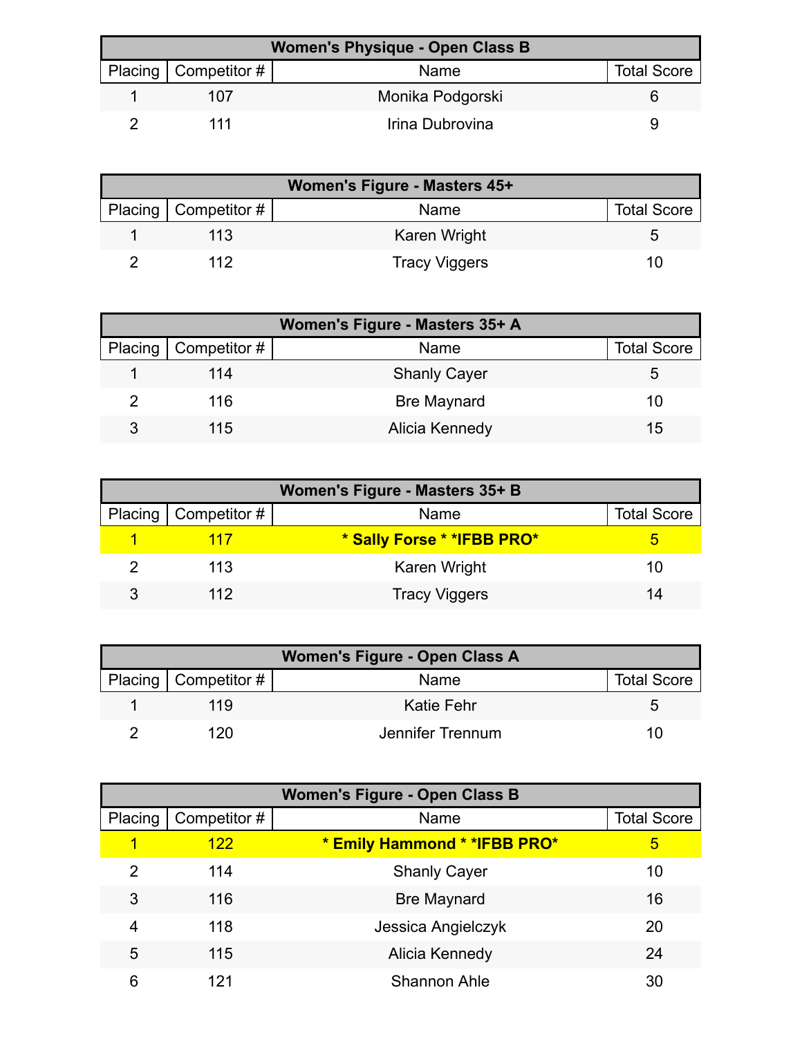| Women's Physique - Open Class B | | | |
|---|---|---|---|
| Placing | Competitor # | Name | Total Score |
| 1 | 107 | Monika Podgorski | 6 |
| 2 | 111 | Irina Dubrovina | 9 |

| Women's Figure - Masters 45+ | | | |
|---|---|---|---|
| Placing | Competitor # | Name | Total Score |
| 1 | 113 | Karen Wright | 5 |
| 2 | 112 | Tracy Viggers | 10 |

| Women's Figure - Masters 35+ A | | | |
|---|---|---|---|
| Placing | Competitor # | Name | Total Score |
| 1 | 114 | Shanly Cayer | 5 |
| 2 | 116 | Bre Maynard | 10 |
| 3 | 115 | Alicia Kennedy | 15 |

| Women's Figure - Masters 35+ B | | | |
|---|---|---|---|
| Placing | Competitor # | Name | Total Score |
| 1 | 117 | **\* Sally Forse \* \*IFBB PRO\*** | 5 |
| 2 | 113 | Karen Wright | 10 |
| 3 | 112 | Tracy Viggers | 14 |

| Women's Figure - Open Class A | | | |
|---|---|---|---|
| Placing | Competitor # | Name | Total Score |
| 1 | 119 | Katie Fehr | 5 |
| 2 | 120 | Jennifer Trennum | 10 |

| Women's Figure - Open Class B | | | |
|---|---|---|---|
| Placing | Competitor # | Name | Total Score |
| 1 | 122 | **\* Emily Hammond \* \*IFBB PRO\*** | 5 |
| 2 | 114 | Shanly Cayer | 10 |
| 3 | 116 | Bre Maynard | 16 |
| 4 | 118 | Jessica Angielczyk | 20 |
| 5 | 115 | Alicia Kennedy | 24 |
| 6 | 121 | Shannon Ahle | 30 |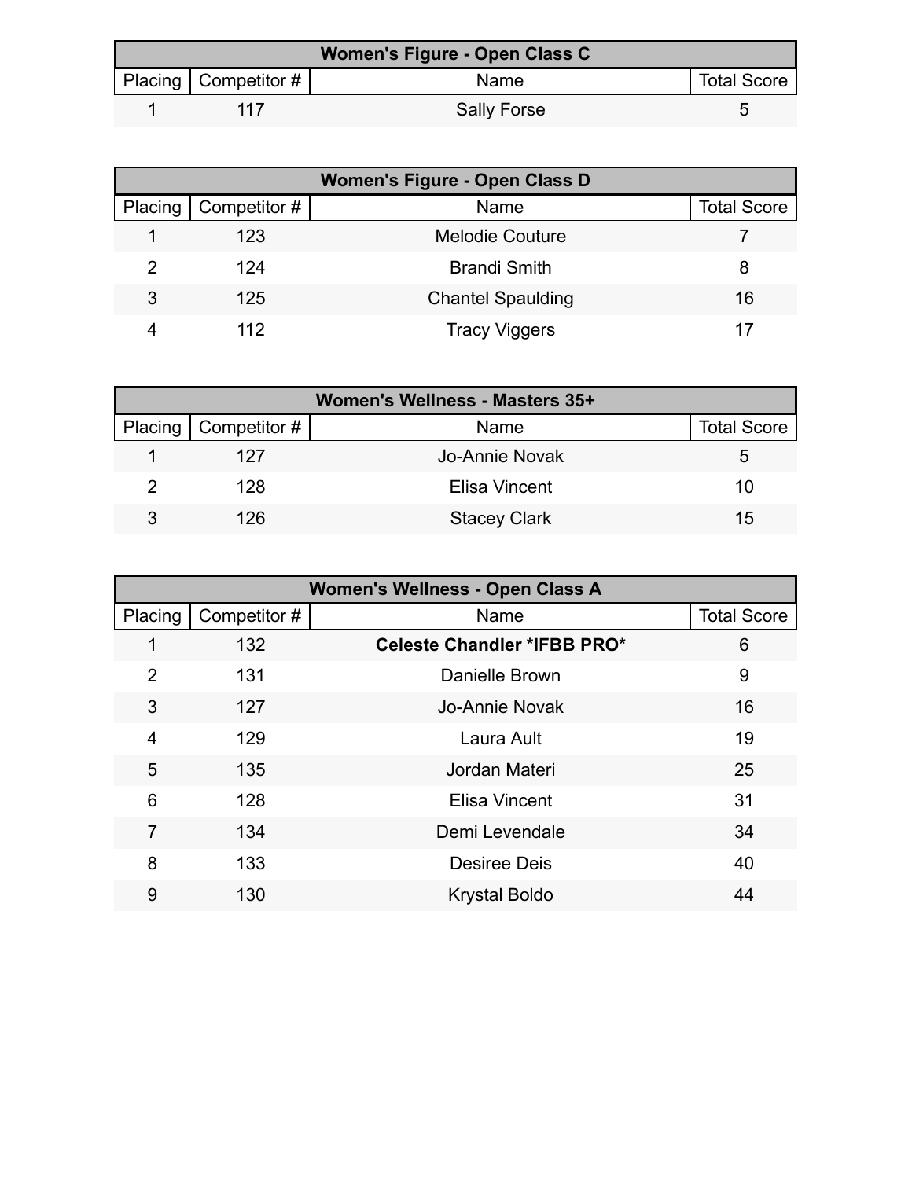| Women's Figure - Open Class C | | | |
|---|---|---|---|
| Placing | Competitor # | Name | Total Score |
| 1 | 117 | Sally Forse | 5 |

| Women's Figure - Open Class D | | | |
|---|---|---|---|
| Placing | Competitor # | Name | Total Score |
| 1 | 123 | Melodie Couture | 7 |
| 2 | 124 | Brandi Smith | 8 |
| 3 | 125 | Chantel Spaulding | 16 |
| 4 | 112 | Tracy Viggers | 17 |

| Women's Wellness - Masters 35+ | | | |
|---|---|---|---|
| Placing | Competitor # | Name | Total Score |
| 1 | 127 | Jo-Annie Novak | 5 |
| 2 | 128 | Elisa Vincent | 10 |
| 3 | 126 | Stacey Clark | 15 |

| Women's Wellness - Open Class A | | | |
|---|---|---|---|
| Placing | Competitor # | Name | Total Score |
| 1 | 132 | **Celeste Chandler *IFBB PRO*** | 6 |
| 2 | 131 | Danielle Brown | 9 |
| 3 | 127 | Jo-Annie Novak | 16 |
| 4 | 129 | Laura Ault | 19 |
| 5 | 135 | Jordan Materi | 25 |
| 6 | 128 | Elisa Vincent | 31 |
| 7 | 134 | Demi Levendale | 34 |
| 8 | 133 | Desiree Deis | 40 |
| 9 | 130 | Krystal Boldo | 44 |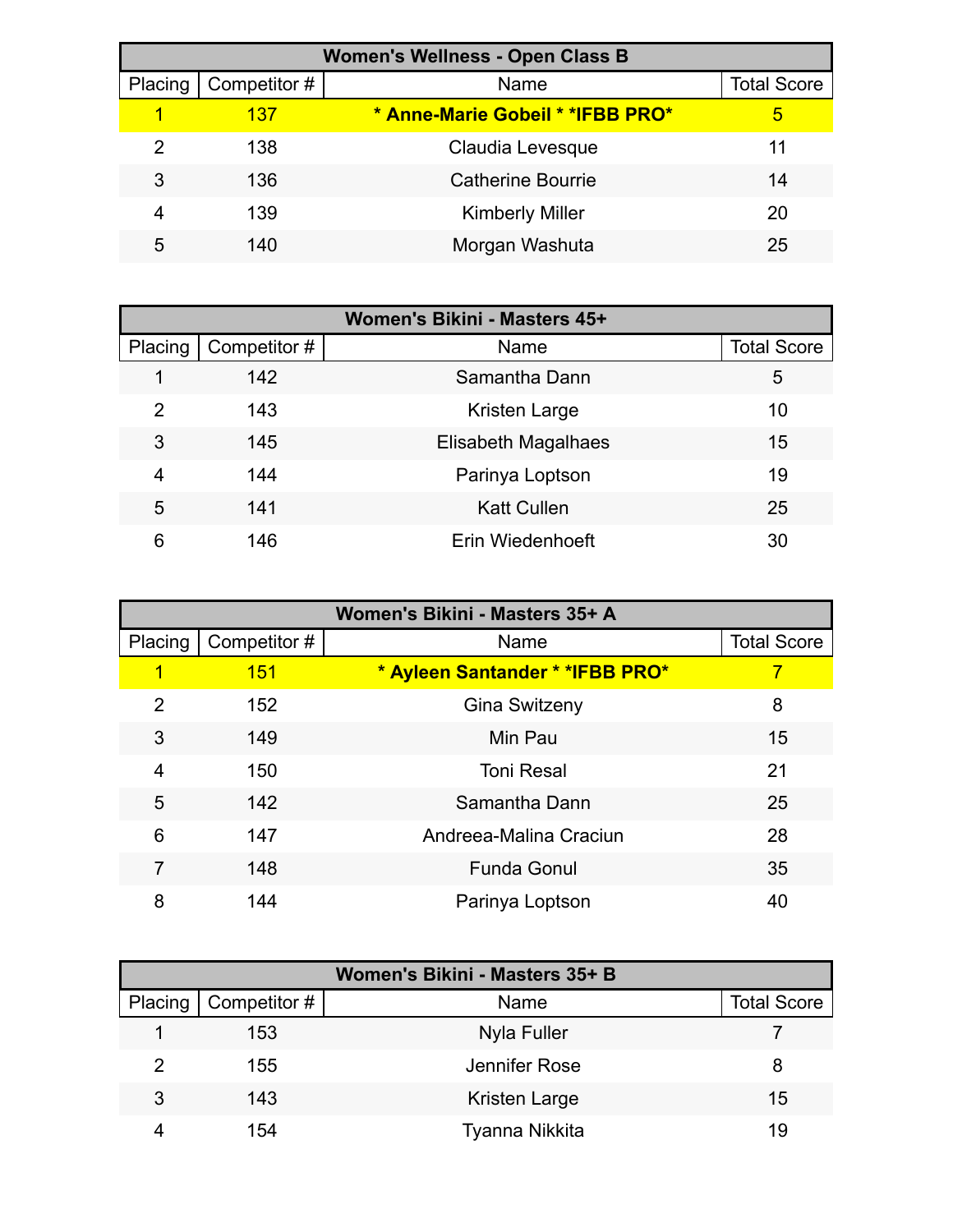| Women's Wellness - Open Class B | | | |
| --- | --- | --- | --- |
| Placing | Competitor # | Name | Total Score |
| 1 | 137 | **\* Anne-Marie Gobeil \* \*IFBB PRO\*** | 5 |
| 2 | 138 | Claudia Levesque | 11 |
| 3 | 136 | Catherine Bourrie | 14 |
| 4 | 139 | Kimberly Miller | 20 |
| 5 | 140 | Morgan Washuta | 25 |

| Women's Bikini - Masters 45+ | | | |
| --- | --- | --- | --- |
| Placing | Competitor # | Name | Total Score |
| 1 | 142 | Samantha Dann | 5 |
| 2 | 143 | Kristen Large | 10 |
| 3 | 145 | Elisabeth Magalhaes | 15 |
| 4 | 144 | Parinya Loptson | 19 |
| 5 | 141 | Katt Cullen | 25 |
| 6 | 146 | Erin Wiedenhoeft | 30 |

| Women's Bikini - Masters 35+ A | | | |
| --- | --- | --- | --- |
| Placing | Competitor # | Name | Total Score |
| 1 | 151 | **\* Ayleen Santander \* \*IFBB PRO\*** | 7 |
| 2 | 152 | Gina Switzeny | 8 |
| 3 | 149 | Min Pau | 15 |
| 4 | 150 | Toni Resal | 21 |
| 5 | 142 | Samantha Dann | 25 |
| 6 | 147 | Andreea-Malina Craciun | 28 |
| 7 | 148 | Funda Gonul | 35 |
| 8 | 144 | Parinya Loptson | 40 |

| Women's Bikini - Masters 35+ B | | | |
| --- | --- | --- | --- |
| Placing | Competitor # | Name | Total Score |
| 1 | 153 | Nyla Fuller | 7 |
| 2 | 155 | Jennifer Rose | 8 |
| 3 | 143 | Kristen Large | 15 |
| 4 | 154 | Tyanna Nikkita | 19 |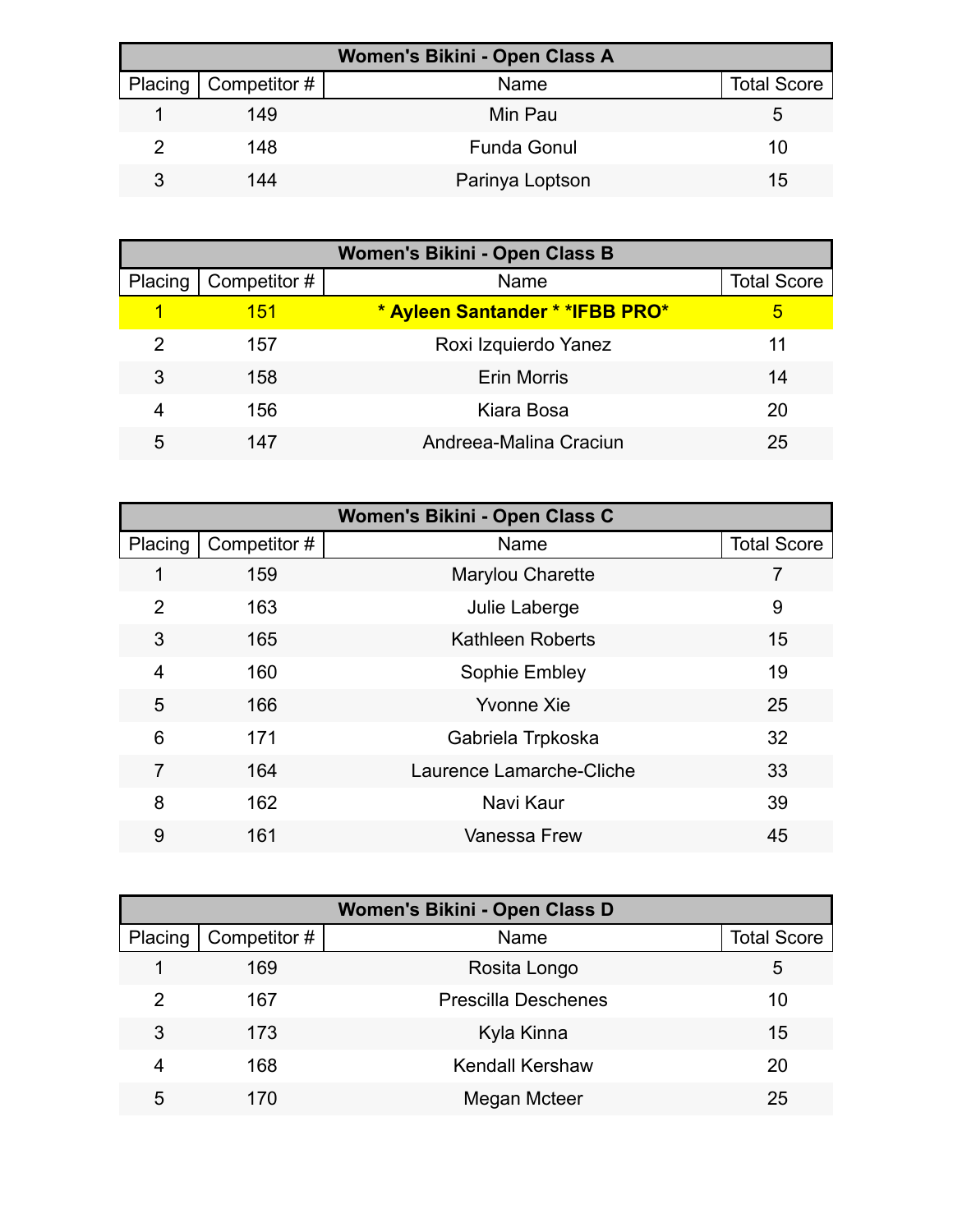| Women's Bikini - Open Class A | | | |
|---|---|---|---|
| Placing | Competitor # | Name | Total Score |
| 1 | 149 | Min Pau | 5 |
| 2 | 148 | Funda Gonul | 10 |
| 3 | 144 | Parinya Loptson | 15 |

| Women's Bikini - Open Class B | | | |
|---|---|---|---|
| Placing | Competitor # | Name | Total Score |
| 1 | 151 | **\* Ayleen Santander \* \*IFBB PRO\*** | 5 |
| 2 | 157 | Roxi Izquierdo Yanez | 11 |
| 3 | 158 | Erin Morris | 14 |
| 4 | 156 | Kiara Bosa | 20 |
| 5 | 147 | Andreea-Malina Craciun | 25 |

| Women's Bikini - Open Class C | | | |
|---|---|---|---|
| Placing | Competitor # | Name | Total Score |
| 1 | 159 | Marylou Charette | 7 |
| 2 | 163 | Julie Laberge | 9 |
| 3 | 165 | Kathleen Roberts | 15 |
| 4 | 160 | Sophie Embley | 19 |
| 5 | 166 | Yvonne Xie | 25 |
| 6 | 171 | Gabriela Trpkoska | 32 |
| 7 | 164 | Laurence Lamarche-Cliche | 33 |
| 8 | 162 | Navi Kaur | 39 |
| 9 | 161 | Vanessa Frew | 45 |

| Women's Bikini - Open Class D | | | |
|---|---|---|---|
| Placing | Competitor # | Name | Total Score |
| 1 | 169 | Rosita Longo | 5 |
| 2 | 167 | Prescilla Deschenes | 10 |
| 3 | 173 | Kyla Kinna | 15 |
| 4 | 168 | Kendall Kershaw | 20 |
| 5 | 170 | Megan Mcteer | 25 |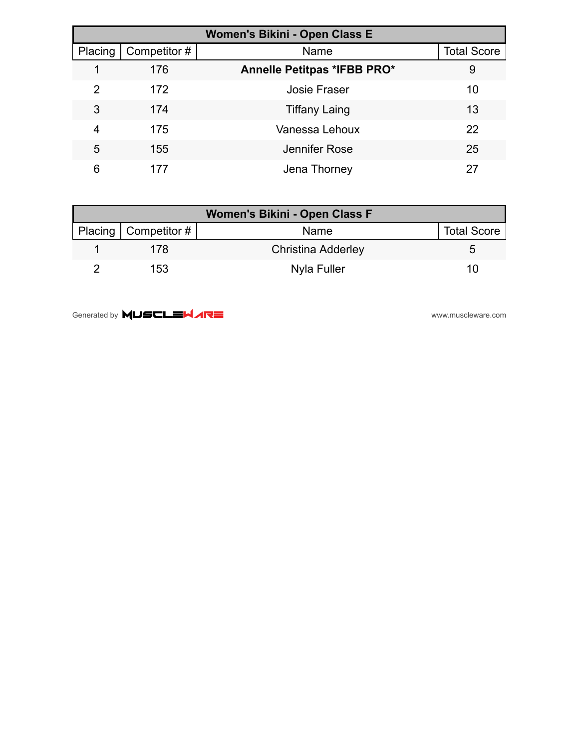| Women's Bikini - Open Class E | | | |
|---|---|---|---|
| Placing | Competitor # | Name | Total Score |
| 1 | 176 | **Annelle Petitpas *IFBB PRO*** | 9 |
| 2 | 172 | Josie Fraser | 10 |
| 3 | 174 | Tiffany Laing | 13 |
| 4 | 175 | Vanessa Lehoux | 22 |
| 5 | 155 | Jennifer Rose | 25 |
| 6 | 177 | Jena Thorney | 27 |

| Women's Bikini - Open Class F | | | |
|---|---|---|---|
| Placing | Competitor # | Name | Total Score |
| 1 | 178 | Christina Adderley | 5 |
| 2 | 153 | Nyla Fuller | 10 |

Generated by MUSCLEWARE

www.muscleware.com